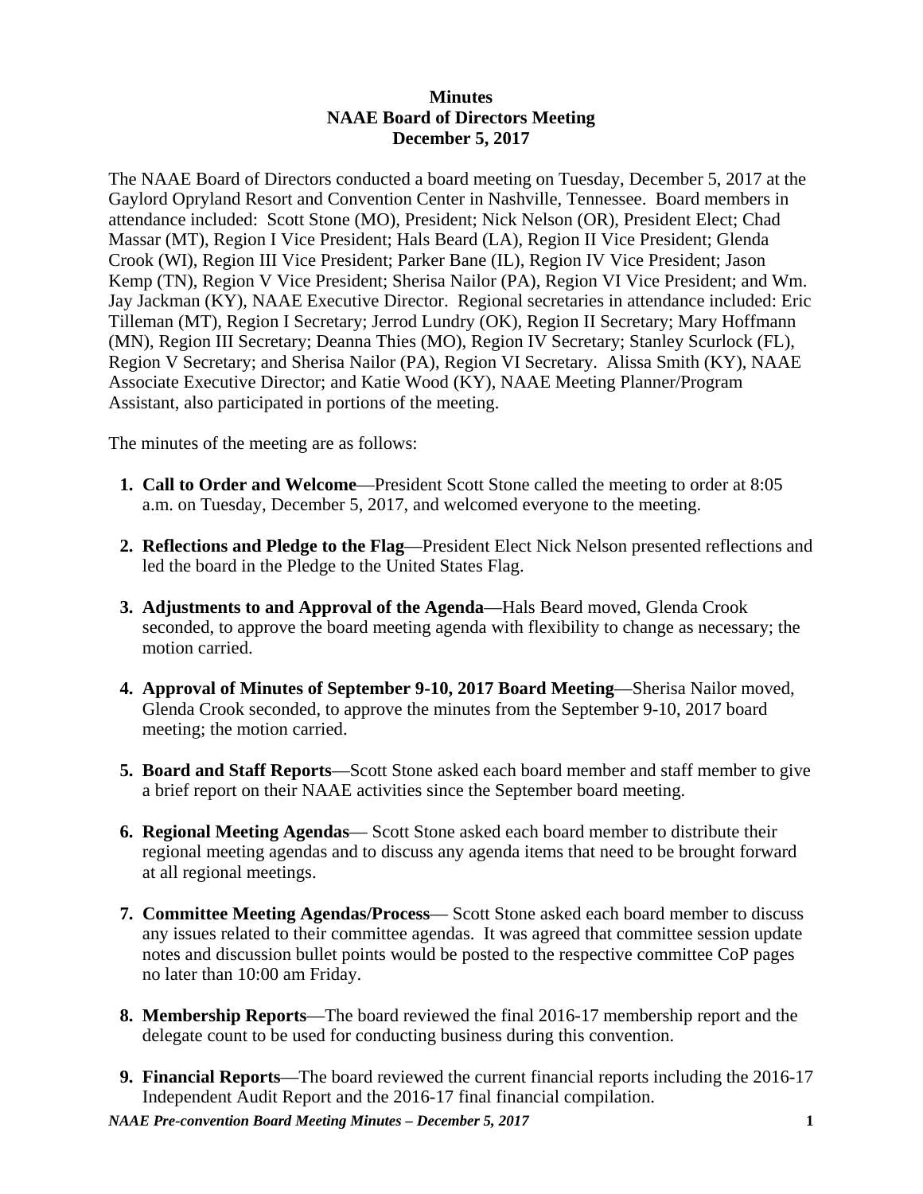**Minutes**
**NAAE Board of Directors Meeting**
**December 5, 2017**

The NAAE Board of Directors conducted a board meeting on Tuesday, December 5, 2017 at the Gaylord Opryland Resort and Convention Center in Nashville, Tennessee. Board members in attendance included: Scott Stone (MO), President; Nick Nelson (OR), President Elect; Chad Massar (MT), Region I Vice President; Hals Beard (LA), Region II Vice President; Glenda Crook (WI), Region III Vice President; Parker Bane (IL), Region IV Vice President; Jason Kemp (TN), Region V Vice President; Sherisa Nailor (PA), Region VI Vice President; and Wm. Jay Jackman (KY), NAAE Executive Director. Regional secretaries in attendance included: Eric Tilleman (MT), Region I Secretary; Jerrod Lundry (OK), Region II Secretary; Mary Hoffmann (MN), Region III Secretary; Deanna Thies (MO), Region IV Secretary; Stanley Scurlock (FL), Region V Secretary; and Sherisa Nailor (PA), Region VI Secretary. Alissa Smith (KY), NAAE Associate Executive Director; and Katie Wood (KY), NAAE Meeting Planner/Program Assistant, also participated in portions of the meeting.

The minutes of the meeting are as follows:

1. **Call to Order and Welcome**—President Scott Stone called the meeting to order at 8:05 a.m. on Tuesday, December 5, 2017, and welcomed everyone to the meeting.

2. **Reflections and Pledge to the Flag**—President Elect Nick Nelson presented reflections and led the board in the Pledge to the United States Flag.

3. **Adjustments to and Approval of the Agenda**—Hals Beard moved, Glenda Crook seconded, to approve the board meeting agenda with flexibility to change as necessary; the motion carried.

4. **Approval of Minutes of September 9-10, 2017 Board Meeting**—Sherisa Nailor moved, Glenda Crook seconded, to approve the minutes from the September 9-10, 2017 board meeting; the motion carried.

5. **Board and Staff Reports**—Scott Stone asked each board member and staff member to give a brief report on their NAAE activities since the September board meeting.

6. **Regional Meeting Agendas**— Scott Stone asked each board member to distribute their regional meeting agendas and to discuss any agenda items that need to be brought forward at all regional meetings.

7. **Committee Meeting Agendas/Process**— Scott Stone asked each board member to discuss any issues related to their committee agendas. It was agreed that committee session update notes and discussion bullet points would be posted to the respective committee CoP pages no later than 10:00 am Friday.

8. **Membership Reports**—The board reviewed the final 2016-17 membership report and the delegate count to be used for conducting business during this convention.

9. **Financial Reports**—The board reviewed the current financial reports including the 2016-17 Independent Audit Report and the 2016-17 final financial compilation.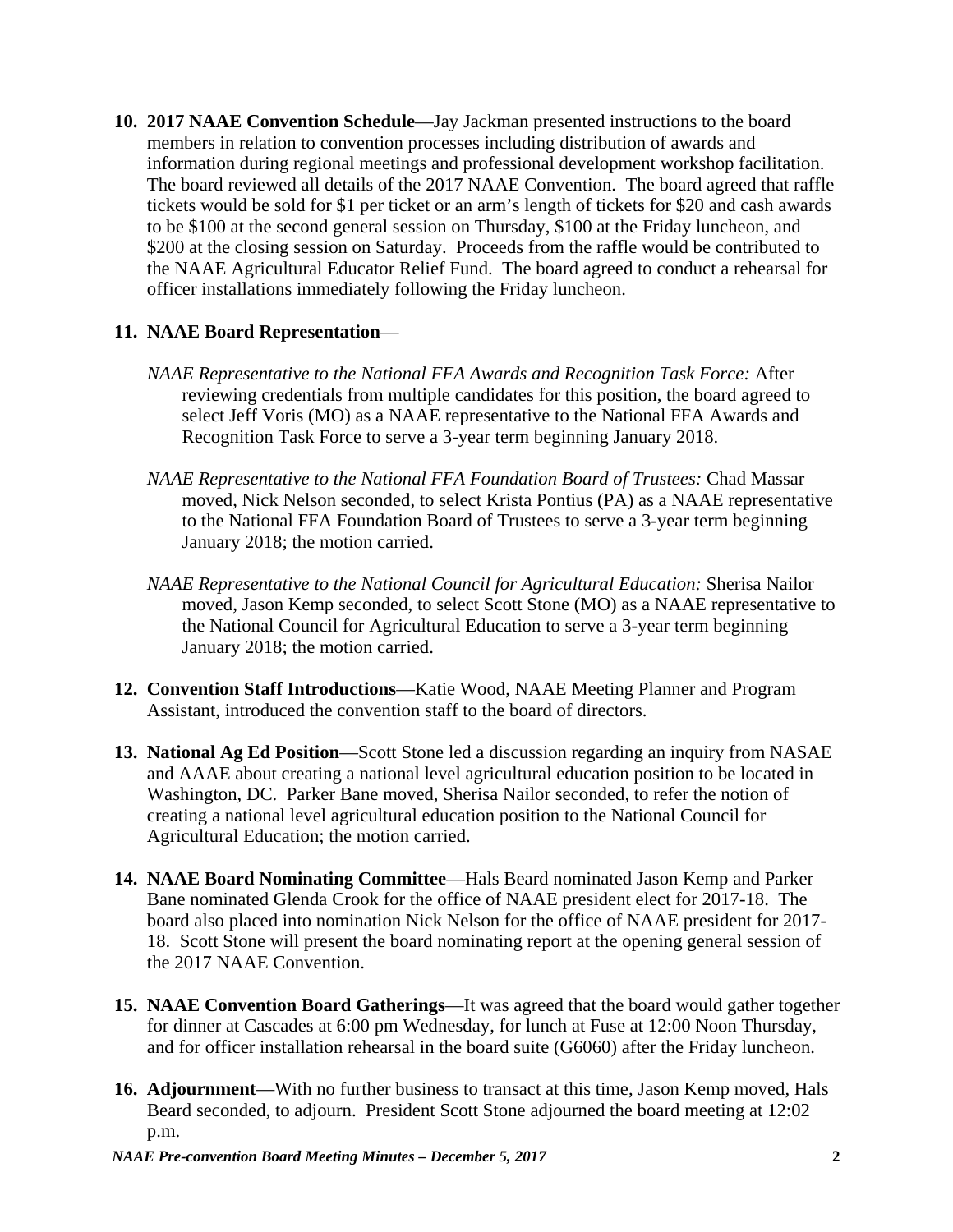10. **2017 NAAE Convention Schedule**—Jay Jackman presented instructions to the board members in relation to convention processes including distribution of awards and information during regional meetings and professional development workshop facilitation. The board reviewed all details of the 2017 NAAE Convention. The board agreed that raffle tickets would be sold for $1 per ticket or an arm's length of tickets for $20 and cash awards to be $100 at the second general session on Thursday, $100 at the Friday luncheon, and $200 at the closing session on Saturday. Proceeds from the raffle would be contributed to the NAAE Agricultural Educator Relief Fund. The board agreed to conduct a rehearsal for officer installations immediately following the Friday luncheon.

11. **NAAE Board Representation**—

    *NAAE Representative to the National FFA Awards and Recognition Task Force:* After reviewing credentials from multiple candidates for this position, the board agreed to select Jeff Voris (MO) as a NAAE representative to the National FFA Awards and Recognition Task Force to serve a 3-year term beginning January 2018.

    *NAAE Representative to the National FFA Foundation Board of Trustees:* Chad Massar moved, Nick Nelson seconded, to select Krista Pontius (PA) as a NAAE representative to the National FFA Foundation Board of Trustees to serve a 3-year term beginning January 2018; the motion carried.

    *NAAE Representative to the National Council for Agricultural Education:* Sherisa Nailor moved, Jason Kemp seconded, to select Scott Stone (MO) as a NAAE representative to the National Council for Agricultural Education to serve a 3-year term beginning January 2018; the motion carried.

12. **Convention Staff Introductions**—Katie Wood, NAAE Meeting Planner and Program Assistant, introduced the convention staff to the board of directors.

13. **National Ag Ed Position**—Scott Stone led a discussion regarding an inquiry from NASAE and AAAE about creating a national level agricultural education position to be located in Washington, DC. Parker Bane moved, Sherisa Nailor seconded, to refer the notion of creating a national level agricultural education position to the National Council for Agricultural Education; the motion carried.

14. **NAAE Board Nominating Committee**—Hals Beard nominated Jason Kemp and Parker Bane nominated Glenda Crook for the office of NAAE president elect for 2017-18. The board also placed into nomination Nick Nelson for the office of NAAE president for 2017-18. Scott Stone will present the board nominating report at the opening general session of the 2017 NAAE Convention.

15. **NAAE Convention Board Gatherings**—It was agreed that the board would gather together for dinner at Cascades at 6:00 pm Wednesday, for lunch at Fuse at 12:00 Noon Thursday, and for officer installation rehearsal in the board suite (G6060) after the Friday luncheon.

16. **Adjournment**—With no further business to transact at this time, Jason Kemp moved, Hals Beard seconded, to adjourn. President Scott Stone adjourned the board meeting at 12:02 p.m.